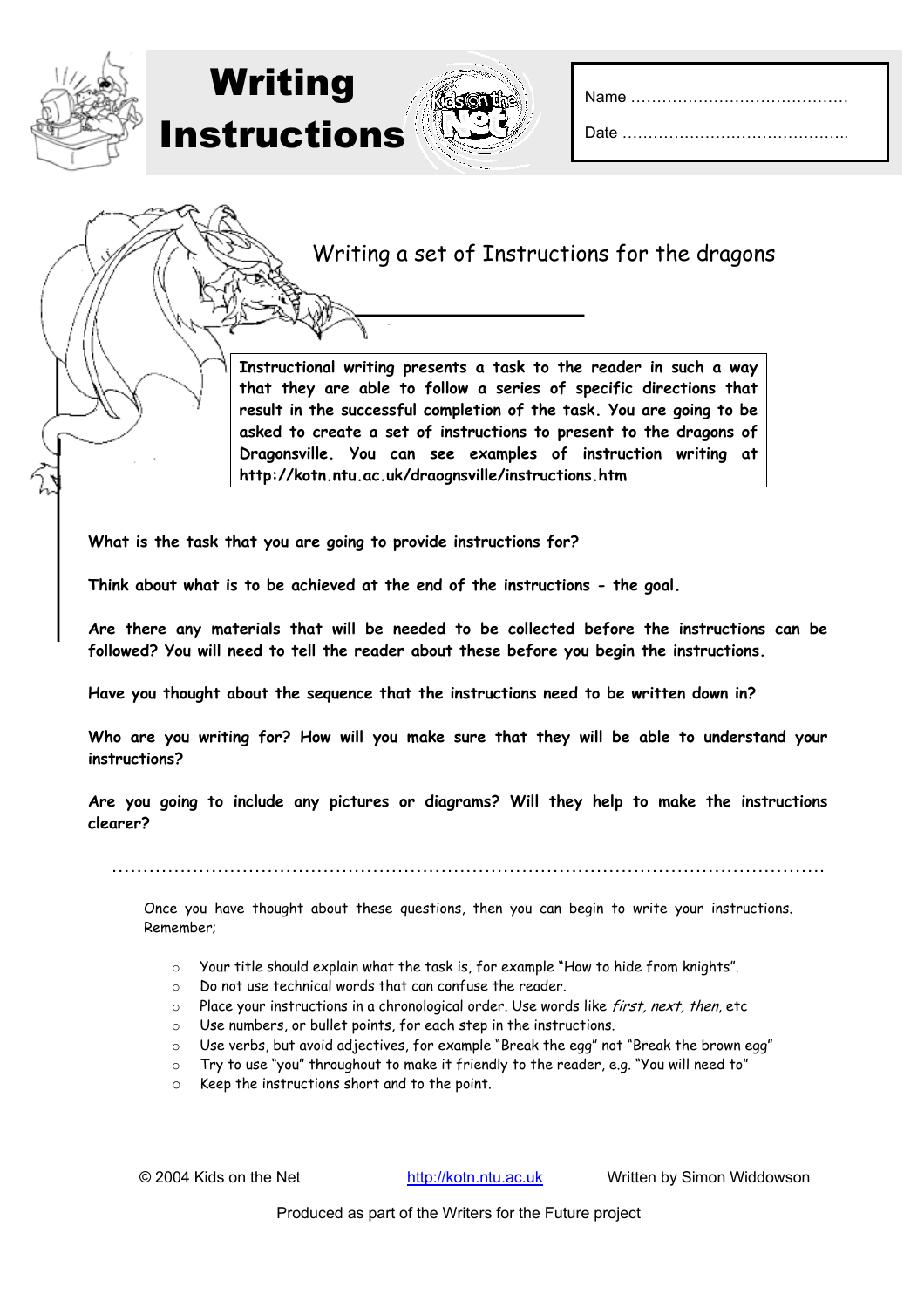# Writing Instructions

Name ……………………………………

Date ……………………………………..

## Writing a set of Instructions for the dragons

**Instructional writing presents a task to the reader in such a way that they are able to follow a series of specific directions that result in the successful completion of the task. You are going to be asked to create a set of instructions to present to the dragons of Dragonsville. You can see examples of instruction writing at http://kotn.ntu.ac.uk/draognsville/instructions.htm**

**What is the task that you are going to provide instructions for?**

**Think about what is to be achieved at the end of the instructions - the goal.**

**Are there any materials that will be needed to be collected before the instructions can be followed? You will need to tell the reader about these before you begin the instructions.**

**Have you thought about the sequence that the instructions need to be written down in?**

**Who are you writing for? How will you make sure that they will be able to understand your instructions?**

**Are you going to include any pictures or diagrams? Will they help to make the instructions clearer?**

……………………………………………………………………………………………………………

Once you have thought about these questions, then you can begin to write your instructions. Remember;

- Your title should explain what the task is, for example "How to hide from knights".
- Do not use technical words that can confuse the reader.
- Place your instructions in a chronological order. Use words like *first, next, then*, etc
- Use numbers, or bullet points, for each step in the instructions.
- Use verbs, but avoid adjectives, for example "Break the egg" not "Break the brown egg"
- Try to use "you" throughout to make it friendly to the reader, e.g. "You will need to"
- Keep the instructions short and to the point.

© 2004 Kids on the Net http://kotn.ntu.ac.uk Written by Simon Widdowson

Produced as part of the Writers for the Future project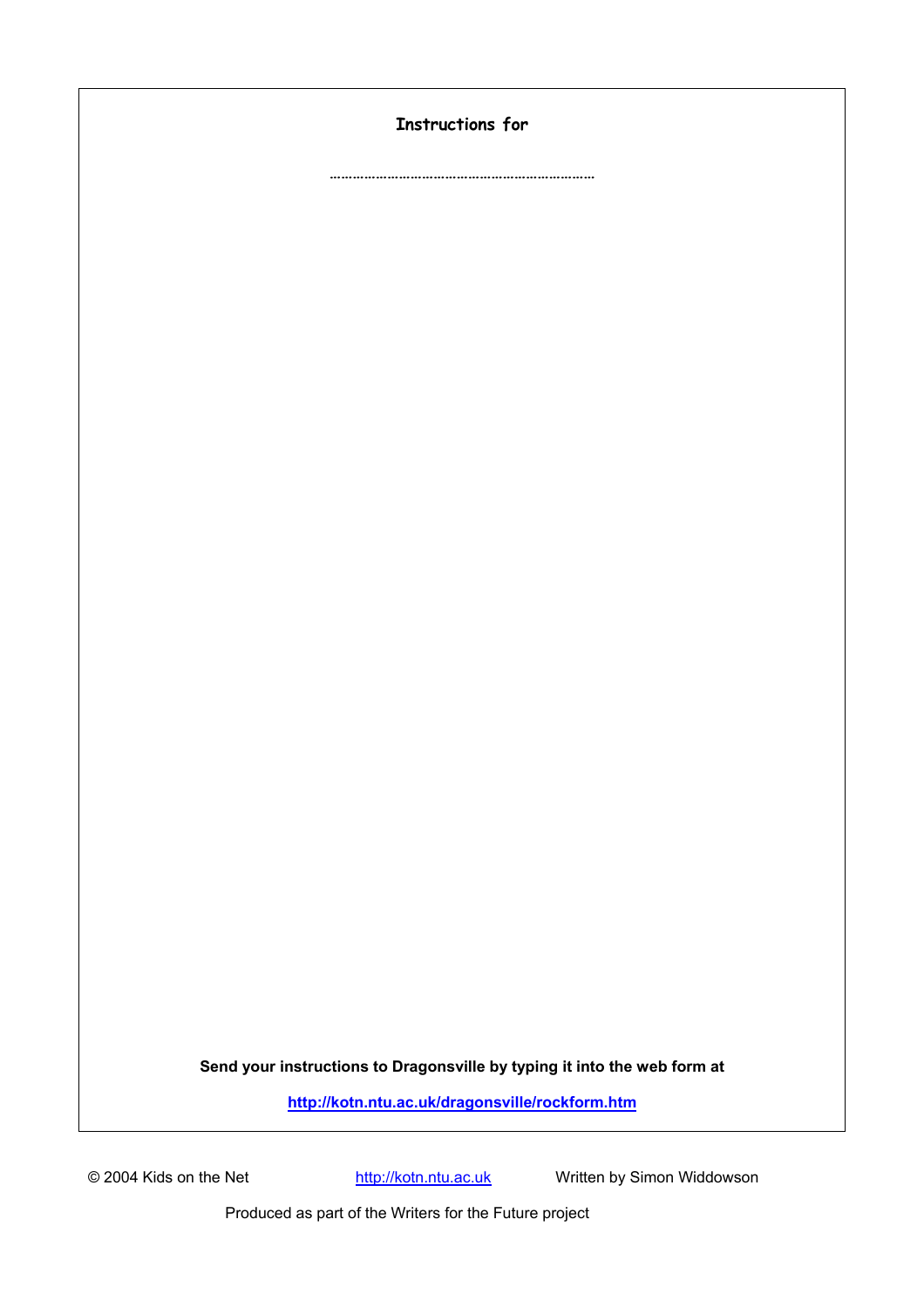**Instructions for**

………………………………………………………….

**Send your instructions to Dragonsville by typing it into the web form at**

**http://kotn.ntu.ac.uk/dragonsville/rockform.htm**

© 2004 Kids on the Net http://kotn.ntu.ac.uk Written by Simon Widdowson

Produced as part of the Writers for the Future project